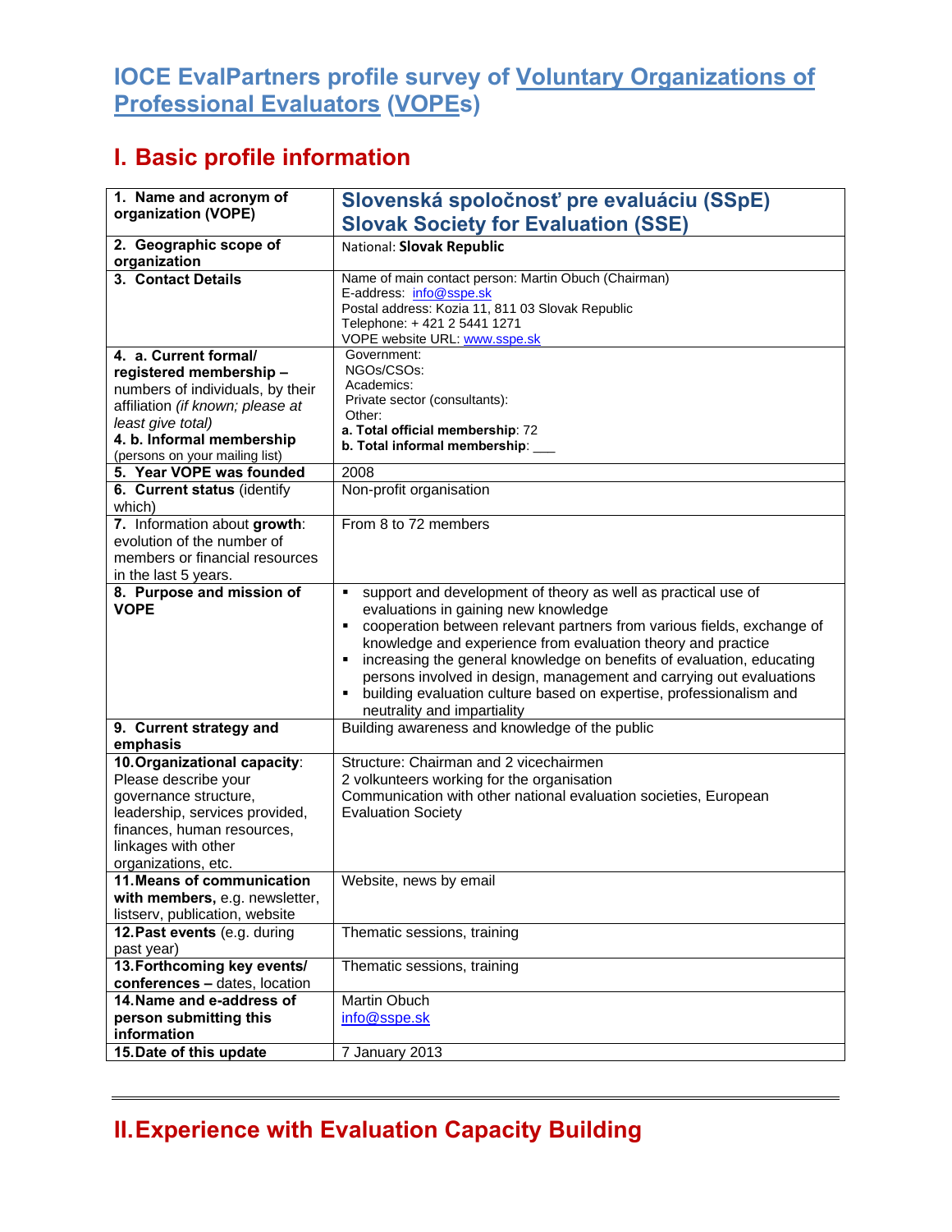# IOCE EvalPartners profile survey of Voluntary Organizations of Professional Evaluators (VOPEs)

## I. Basic profile information

| | |
|---|---|
| **1. Name and acronym of organization (VOPE)** | **Slovenská spoločnosť pre evaluáciu (SSpE)**<br>**Slovak Society for Evaluation (SSE)** |
| **2. Geographic scope of organization** | National: **Slovak Republic** |
| **3. Contact Details** | Name of main contact person: Martin Obuch (Chairman)<br>E-address: info@sspe.sk<br>Postal address: Kozia 11, 811 03 Slovak Republic<br>Telephone: + 421 2 5441 1271<br>VOPE website URL: www.sspe.sk |
| **4. a. Current formal/ registered membership –** numbers of individuals, by their affiliation *(if known; please at least give total)*<br>**4. b. Informal membership** (persons on your mailing list) | Government:<br>NGOs/CSOs:<br>Academics:<br>Private sector (consultants):<br>Other:<br>**a. Total official membership**: 72<br>**b. Total informal membership**: ___ |
| **5. Year VOPE was founded** | 2008 |
| **6. Current status** (identify which) | Non-profit organisation |
| **7.** Information about **growth**: evolution of the number of members or financial resources in the last 5 years. | From 8 to 72 members |
| **8. Purpose and mission of VOPE** | ▪ support and development of theory as well as practical use of evaluations in gaining new knowledge<br>▪ cooperation between relevant partners from various fields, exchange of knowledge and experience from evaluation theory and practice<br>▪ increasing the general knowledge on benefits of evaluation, educating persons involved in design, management and carrying out evaluations<br>▪ building evaluation culture based on expertise, professionalism and neutrality and impartiality |
| **9. Current strategy and emphasis** | Building awareness and knowledge of the public |
| **10. Organizational capacity**: Please describe your governance structure, leadership, services provided, finances, human resources, linkages with other organizations, etc. | Structure: Chairman and 2 vicechairmen<br>2 volkunteers working for the organisation<br>Communication with other national evaluation societies, European Evaluation Society |
| **11. Means of communication with members,** e.g. newsletter, listserv, publication, website | Website, news by email |
| **12. Past events** (e.g. during past year) | Thematic sessions, training |
| **13. Forthcoming key events/ conferences –** dates, location | Thematic sessions, training |
| **14. Name and e-address of person submitting this information** | Martin Obuch<br>info@sspe.sk |
| **15. Date of this update** | 7 January 2013 |

## II. Experience with Evaluation Capacity Building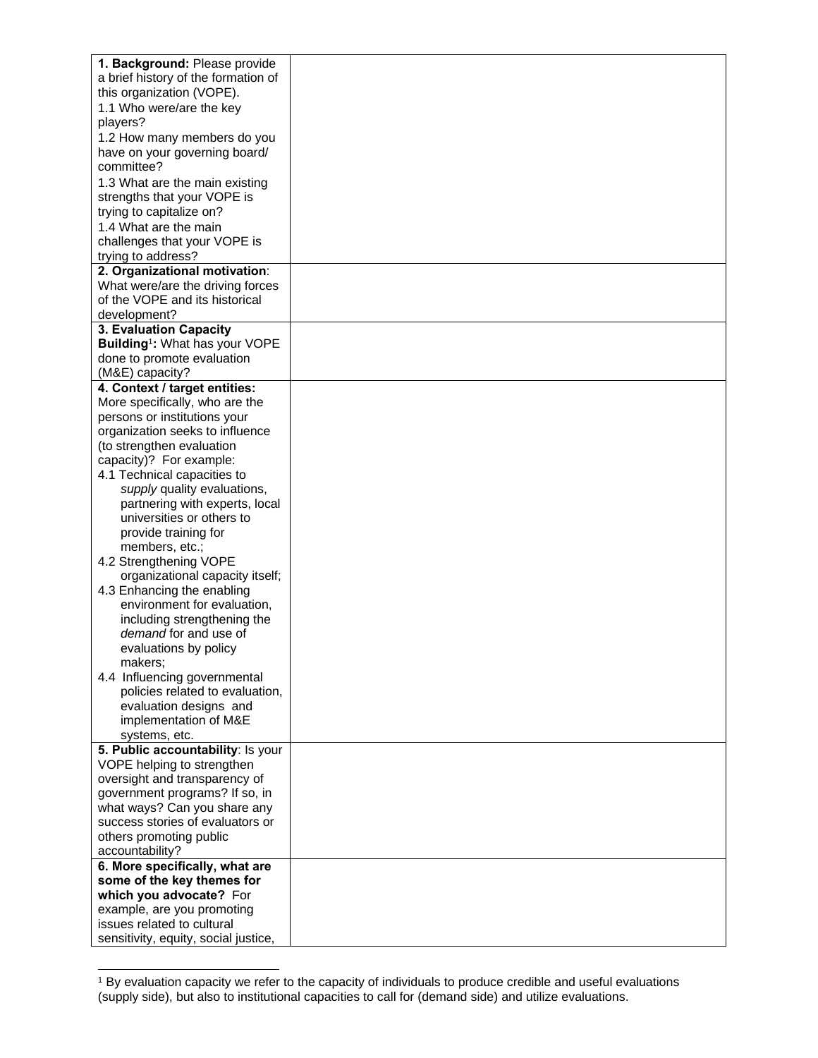| | |
|---|---|
| **1. Background:** Please provide a brief history of the formation of this organization (VOPE).<br>1.1 Who were/are the key players?<br>1.2 How many members do you have on your governing board/ committee?<br>1.3 What are the main existing strengths that your VOPE is trying to capitalize on?<br>1.4 What are the main challenges that your VOPE is trying to address? | |
| **2. Organizational motivation**: What were/are the driving forces of the VOPE and its historical development? | |
| **3. Evaluation Capacity Building[1]:** What has your VOPE done to promote evaluation (M&E) capacity? | |
| **4. Context / target entities:** More specifically, who are the persons or institutions your organization seeks to influence (to strengthen evaluation capacity)? For example:<br>4.1 Technical capacities to *supply* quality evaluations, partnering with experts, local universities or others to provide training for members, etc.;<br>4.2 Strengthening VOPE organizational capacity itself;<br>4.3 Enhancing the enabling environment for evaluation, including strengthening the *demand* for and use of evaluations by policy makers;<br>4.4 Influencing governmental policies related to evaluation, evaluation designs and implementation of M&E systems, etc. | |
| **5. Public accountability**: Is your VOPE helping to strengthen oversight and transparency of government programs? If so, in what ways? Can you share any success stories of evaluators or others promoting public accountability? | |
| **6. More specifically, what are some of the key themes for which you advocate?** For example, are you promoting issues related to cultural sensitivity, equity, social justice, | |

[1] By evaluation capacity we refer to the capacity of individuals to produce credible and useful evaluations (supply side), but also to institutional capacities to call for (demand side) and utilize evaluations.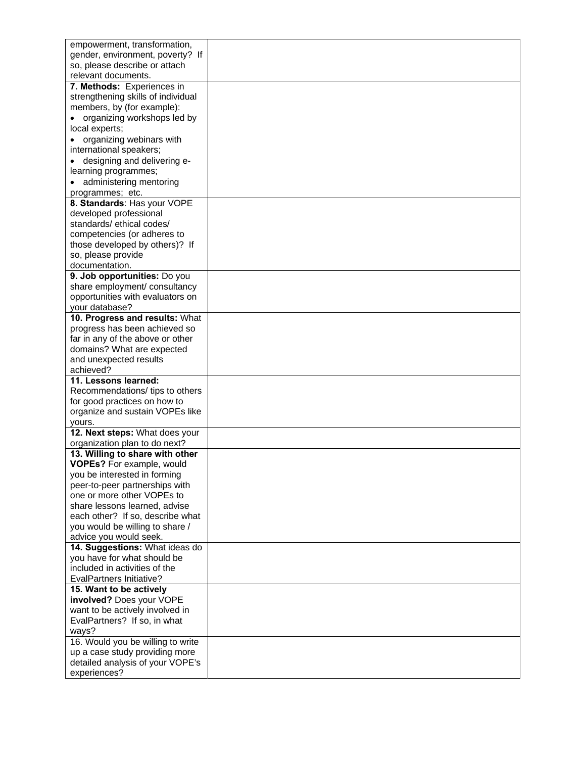| | |
|---|---|
| empowerment, transformation, gender, environment, poverty? If so, please describe or attach relevant documents. | |
| **7. Methods:** Experiences in strengthening skills of individual members, by (for example):<br>• organizing workshops led by local experts;<br>• organizing webinars with international speakers;<br>• designing and delivering e-learning programmes;<br>• administering mentoring programmes; etc. | |
| **8. Standards**: Has your VOPE developed professional standards/ ethical codes/ competencies (or adheres to those developed by others)? If so, please provide documentation. | |
| **9. Job opportunities:** Do you share employment/ consultancy opportunities with evaluators on your database? | |
| **10. Progress and results:** What progress has been achieved so far in any of the above or other domains? What are expected and unexpected results achieved? | |
| **11. Lessons learned:** Recommendations/ tips to others for good practices on how to organize and sustain VOPEs like yours. | |
| **12. Next steps:** What does your organization plan to do next? | |
| **13. Willing to share with other VOPEs?** For example, would you be interested in forming peer-to-peer partnerships with one or more other VOPEs to share lessons learned, advise each other? If so, describe what you would be willing to share / advice you would seek. | |
| **14. Suggestions:** What ideas do you have for what should be included in activities of the EvalPartners Initiative? | |
| **15. Want to be actively involved?** Does your VOPE want to be actively involved in EvalPartners? If so, in what ways? | |
| 16. Would you be willing to write up a case study providing more detailed analysis of your VOPE's experiences? | |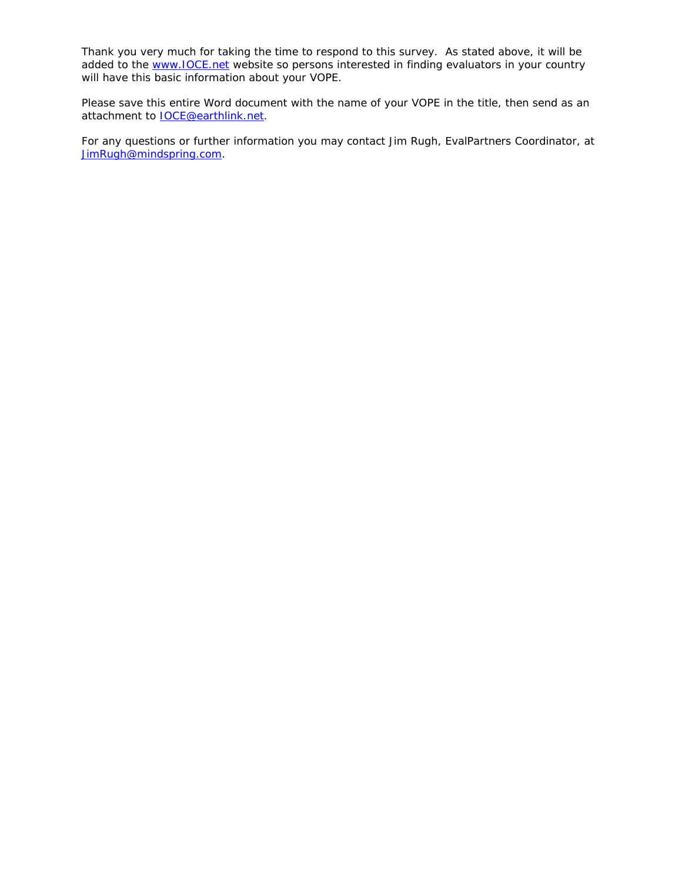Thank you very much for taking the time to respond to this survey. As stated above, it will be added to the [www.IOCE.net](http://www.IOCE.net) website so persons interested in finding evaluators in your country will have this basic information about your VOPE.

Please save this entire Word document with the name of your VOPE in the title, then send as an attachment to [IOCE@earthlink.net](mailto:IOCE@earthlink.net).

For any questions or further information you may contact Jim Rugh, EvalPartners Coordinator, at [JimRugh@mindspring.com](mailto:JimRugh@mindspring.com).